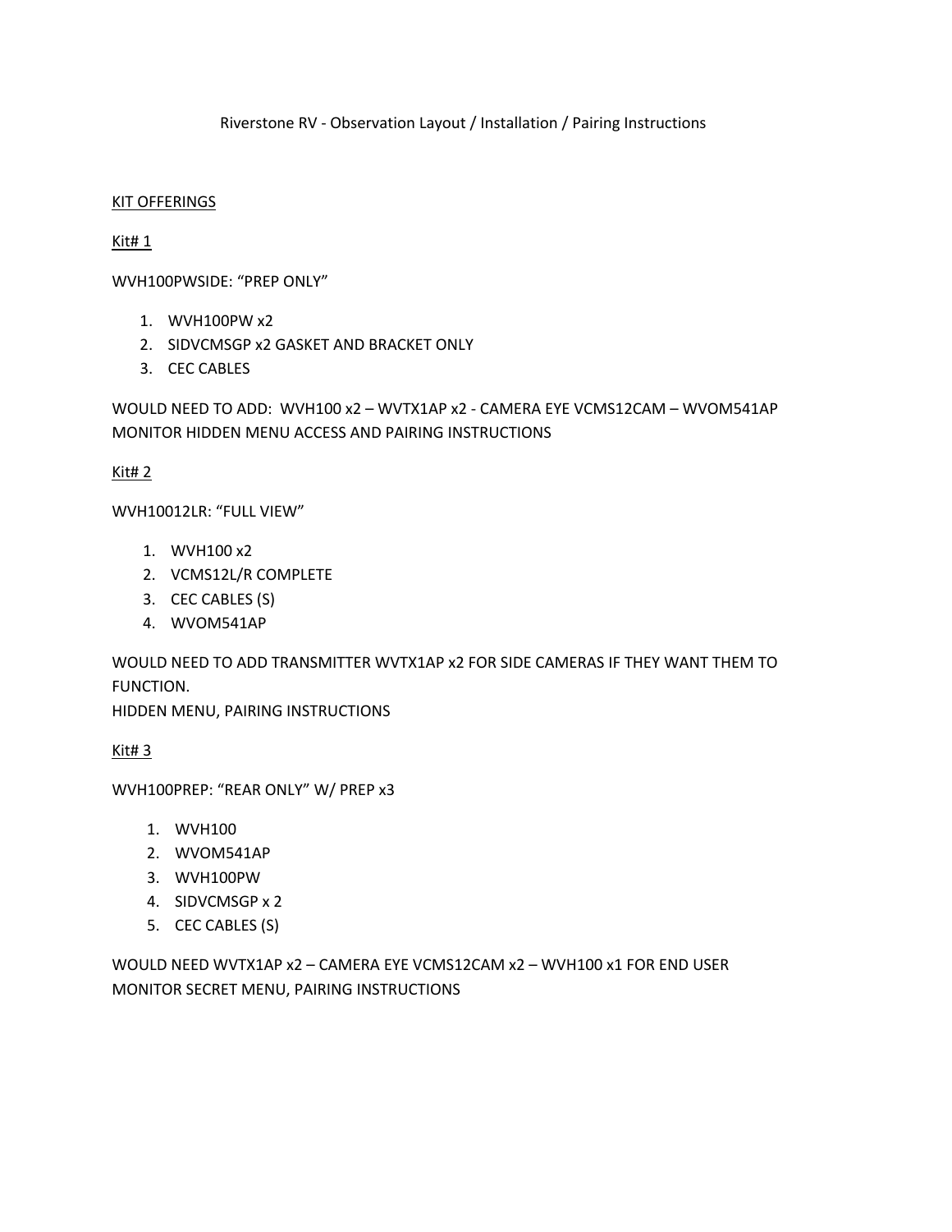# Riverstone RV - Observation Layout / Installation / Pairing Instructions

<u>KIT OFFERINGS</u>

<u>Kit# 1</u>

WVH100PWSIDE: "PREP ONLY"

1. WVH100PW x2
2. SIDVCMSGP x2 GASKET AND BRACKET ONLY
3. CEC CABLES

WOULD NEED TO ADD: WVH100 x2 – WVTX1AP x2 - CAMERA EYE VCMS12CAM – WVOM541AP MONITOR HIDDEN MENU ACCESS AND PAIRING INSTRUCTIONS

<u>Kit# 2</u>

WVH10012LR: "FULL VIEW"

1. WVH100 x2
2. VCMS12L/R COMPLETE
3. CEC CABLES (S)
4. WVOM541AP

WOULD NEED TO ADD TRANSMITTER WVTX1AP x2 FOR SIDE CAMERAS IF THEY WANT THEM TO FUNCTION.
HIDDEN MENU, PAIRING INSTRUCTIONS

<u>Kit# 3</u>

WVH100PREP: "REAR ONLY" W/ PREP x3

1. WVH100
2. WVOM541AP
3. WVH100PW
4. SIDVCMSGP x 2
5. CEC CABLES (S)

WOULD NEED WVTX1AP x2 – CAMERA EYE VCMS12CAM x2 – WVH100 x1 FOR END USER MONITOR SECRET MENU, PAIRING INSTRUCTIONS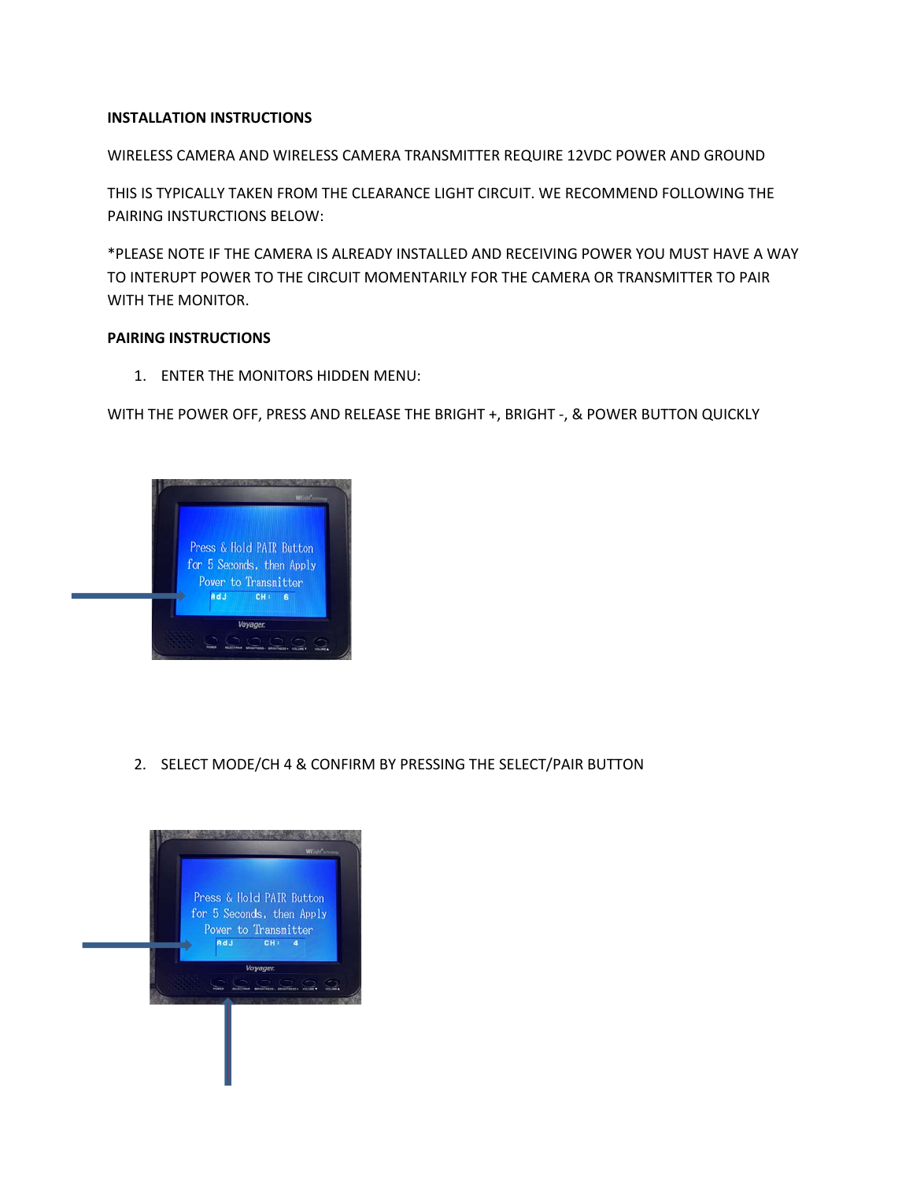**INSTALLATION INSTRUCTIONS**

WIRELESS CAMERA AND WIRELESS CAMERA TRANSMITTER REQUIRE 12VDC POWER AND GROUND

THIS IS TYPICALLY TAKEN FROM THE CLEARANCE LIGHT CIRCUIT. WE RECOMMEND FOLLOWING THE PAIRING INSTURCTIONS BELOW:

*PLEASE NOTE IF THE CAMERA IS ALREADY INSTALLED AND RECEIVING POWER YOU MUST HAVE A WAY TO INTERUPT POWER TO THE CIRCUIT MOMENTARILY FOR THE CAMERA OR TRANSMITTER TO PAIR WITH THE MONITOR.

**PAIRING INSTRUCTIONS**

1. ENTER THE MONITORS HIDDEN MENU:

WITH THE POWER OFF, PRESS AND RELEASE THE BRIGHT +, BRIGHT -, & POWER BUTTON QUICKLY

2. SELECT MODE/CH 4 & CONFIRM BY PRESSING THE SELECT/PAIR BUTTON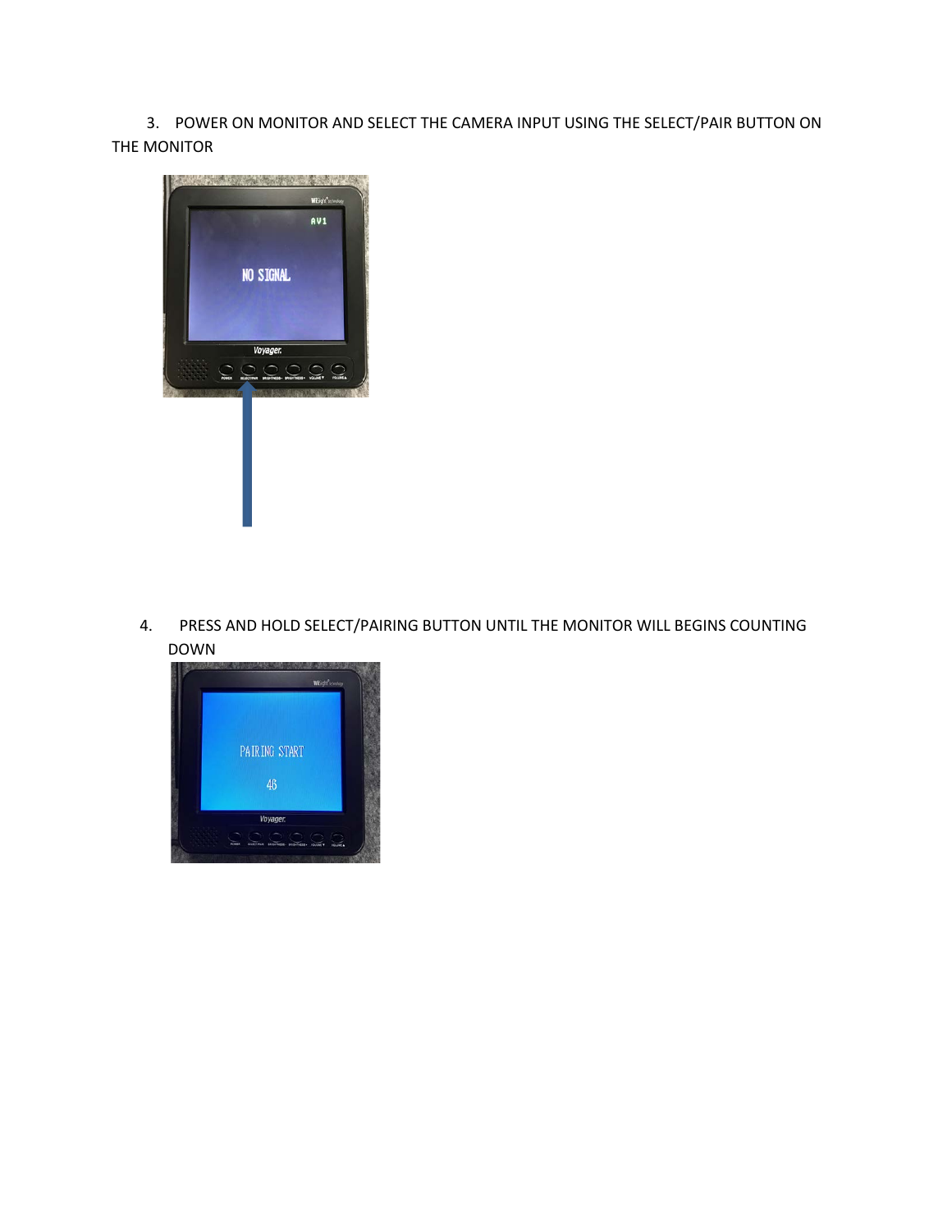3. POWER ON MONITOR AND SELECT THE CAMERA INPUT USING THE SELECT/PAIR BUTTON ON THE MONITOR

4. PRESS AND HOLD SELECT/PAIRING BUTTON UNTIL THE MONITOR WILL BEGINS COUNTING DOWN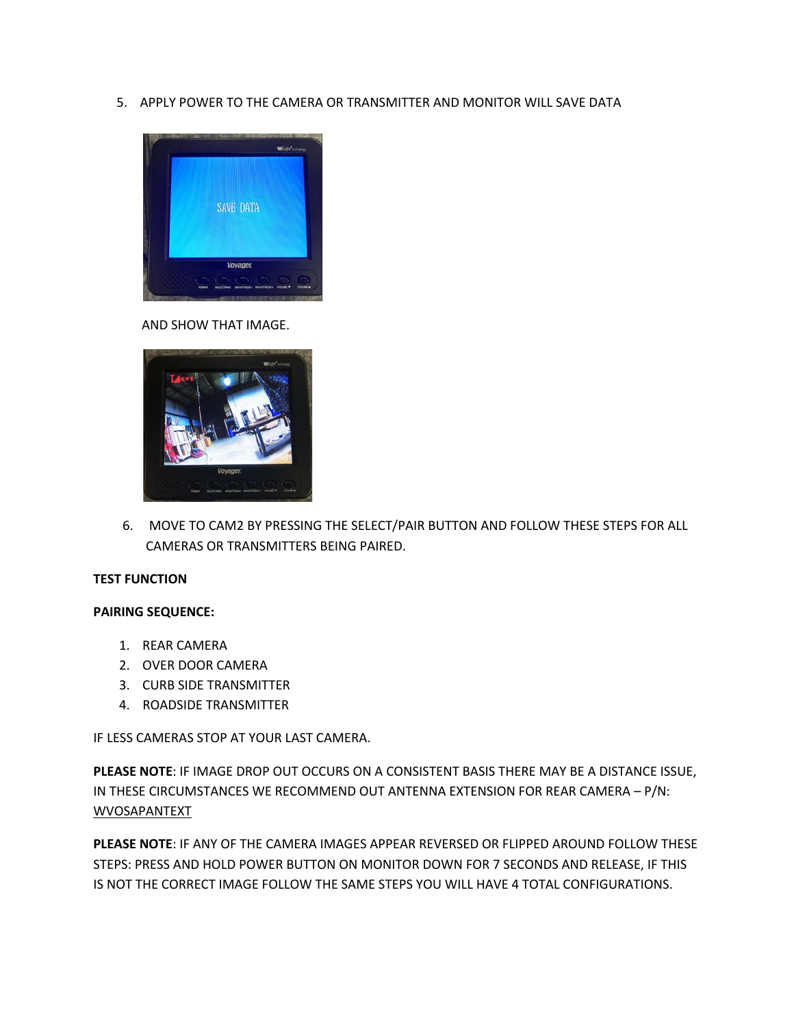5. APPLY POWER TO THE CAMERA OR TRANSMITTER AND MONITOR WILL SAVE DATA

AND SHOW THAT IMAGE.

6. MOVE TO CAM2 BY PRESSING THE SELECT/PAIR BUTTON AND FOLLOW THESE STEPS FOR ALL CAMERAS OR TRANSMITTERS BEING PAIRED.

**TEST FUNCTION**

**PAIRING SEQUENCE:**

1. REAR CAMERA
2. OVER DOOR CAMERA
3. CURB SIDE TRANSMITTER
4. ROADSIDE TRANSMITTER

IF LESS CAMERAS STOP AT YOUR LAST CAMERA.

**PLEASE NOTE**: IF IMAGE DROP OUT OCCURS ON A CONSISTENT BASIS THERE MAY BE A DISTANCE ISSUE, IN THESE CIRCUMSTANCES WE RECOMMEND OUT ANTENNA EXTENSION FOR REAR CAMERA – P/N: WVOSAPANTEXT

**PLEASE NOTE**: IF ANY OF THE CAMERA IMAGES APPEAR REVERSED OR FLIPPED AROUND FOLLOW THESE STEPS: PRESS AND HOLD POWER BUTTON ON MONITOR DOWN FOR 7 SECONDS AND RELEASE, IF THIS IS NOT THE CORRECT IMAGE FOLLOW THE SAME STEPS YOU WILL HAVE 4 TOTAL CONFIGURATIONS.